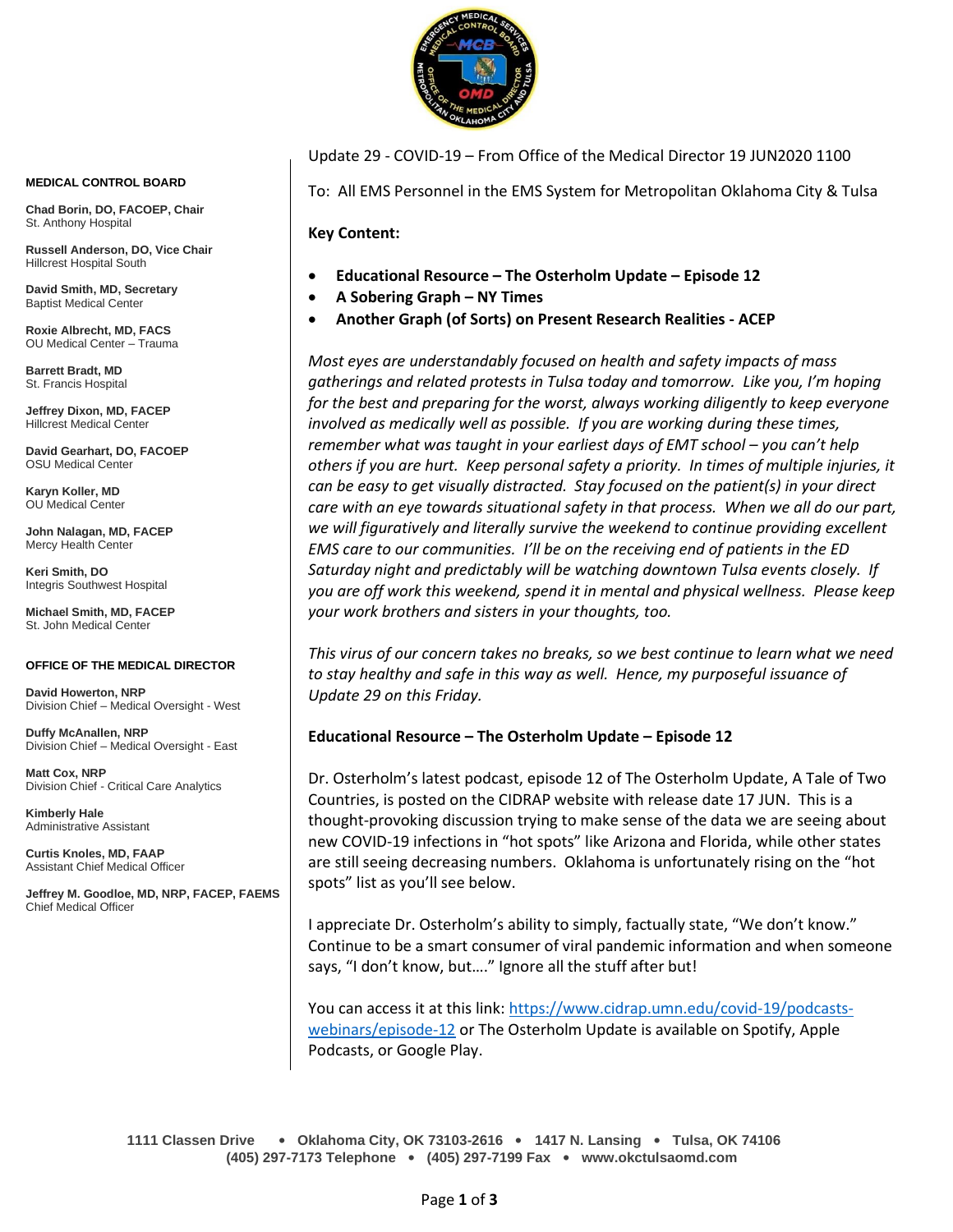**MEDICAL CONTROL BOARD**

**Chad Borin, DO, FACOEP, Chair**
St. Anthony Hospital

**Russell Anderson, DO, Vice Chair**
Hillcrest Hospital South

**David Smith, MD, Secretary**
Baptist Medical Center

**Roxie Albrecht, MD, FACS**
OU Medical Center – Trauma

**Barrett Bradt, MD**
St. Francis Hospital

**Jeffrey Dixon, MD, FACEP**
Hillcrest Medical Center

**David Gearhart, DO, FACOEP**
OSU Medical Center

**Karyn Koller, MD**
OU Medical Center

**John Nalagan, MD, FACEP**
Mercy Health Center

**Keri Smith, DO**
Integris Southwest Hospital

**Michael Smith, MD, FACEP**
St. John Medical Center

**OFFICE OF THE MEDICAL DIRECTOR**

**David Howerton, NRP**
Division Chief – Medical Oversight - West

**Duffy McAnallen, NRP**
Division Chief – Medical Oversight - East

**Matt Cox, NRP**
Division Chief - Critical Care Analytics

**Kimberly Hale**
Administrative Assistant

**Curtis Knoles, MD, FAAP**
Assistant Chief Medical Officer

**Jeffrey M. Goodloe, MD, NRP, FACEP, FAEMS**
Chief Medical Officer

---

Update 29 - COVID-19 – From Office of the Medical Director 19 JUN2020 1100

To: All EMS Personnel in the EMS System for Metropolitan Oklahoma City & Tulsa

**Key Content:**

- **Educational Resource – The Osterholm Update – Episode 12**
- **A Sobering Graph – NY Times**
- **Another Graph (of Sorts) on Present Research Realities - ACEP**

*Most eyes are understandably focused on health and safety impacts of mass gatherings and related protests in Tulsa today and tomorrow. Like you, I'm hoping for the best and preparing for the worst, always working diligently to keep everyone involved as medically well as possible. If you are working during these times, remember what was taught in your earliest days of EMT school – you can't help others if you are hurt. Keep personal safety a priority. In times of multiple injuries, it can be easy to get visually distracted. Stay focused on the patient(s) in your direct care with an eye towards situational safety in that process. When we all do our part, we will figuratively and literally survive the weekend to continue providing excellent EMS care to our communities. I'll be on the receiving end of patients in the ED Saturday night and predictably will be watching downtown Tulsa events closely. If you are off work this weekend, spend it in mental and physical wellness. Please keep your work brothers and sisters in your thoughts, too.*

*This virus of our concern takes no breaks, so we best continue to learn what we need to stay healthy and safe in this way as well. Hence, my purposeful issuance of Update 29 on this Friday.*

**Educational Resource – The Osterholm Update – Episode 12**

Dr. Osterholm's latest podcast, episode 12 of The Osterholm Update, A Tale of Two Countries, is posted on the CIDRAP website with release date 17 JUN. This is a thought-provoking discussion trying to make sense of the data we are seeing about new COVID-19 infections in "hot spots" like Arizona and Florida, while other states are still seeing decreasing numbers. Oklahoma is unfortunately rising on the "hot spots" list as you'll see below.

I appreciate Dr. Osterholm's ability to simply, factually state, "We don't know." Continue to be a smart consumer of viral pandemic information and when someone says, "I don't know, but…." Ignore all the stuff after but!

You can access it at this link: https://www.cidrap.umn.edu/covid-19/podcasts-webinars/episode-12 or The Osterholm Update is available on Spotify, Apple Podcasts, or Google Play.

1111 Classen Drive • Oklahoma City, OK 73103-2616 • 1417 N. Lansing • Tulsa, OK 74106
(405) 297-7173 Telephone • (405) 297-7199 Fax • www.okctulsaomd.com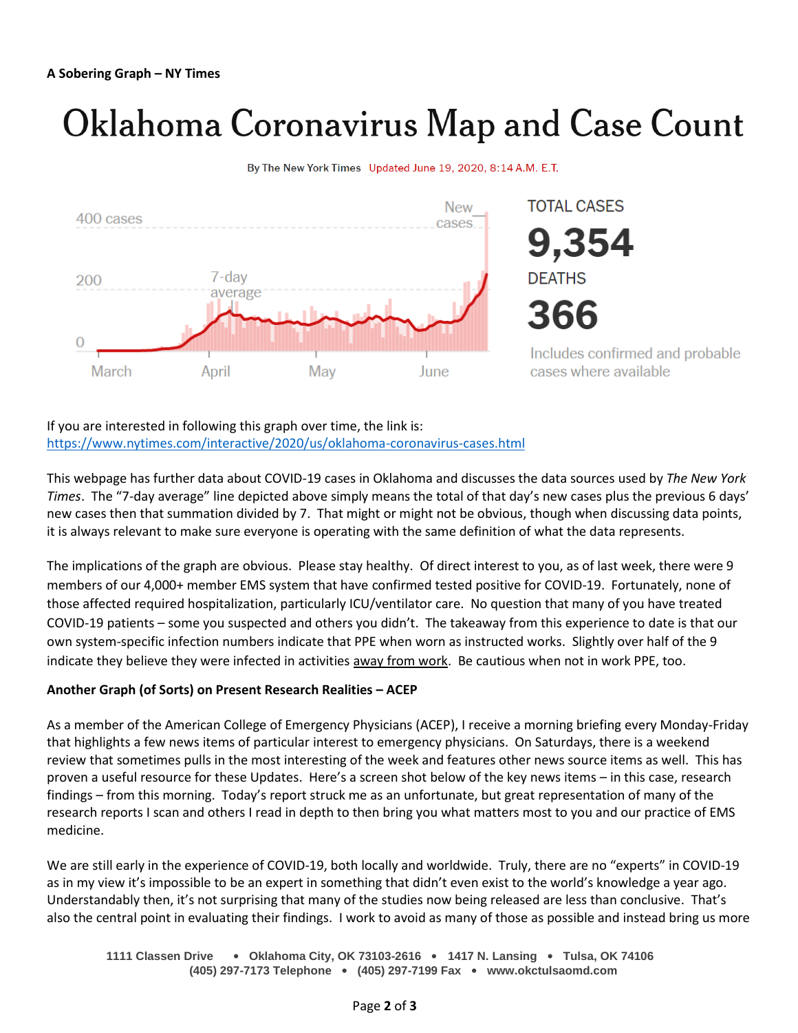**A Sobering Graph – NY Times**

# Oklahoma Coronavirus Map and Case Count

By The New York Times Updated June 19, 2020, 8:14 A.M. E.T.

400 cases

200

0

7-day average

New cases

March April May June

TOTAL CASES

**9,354**

DEATHS

**366**

Includes confirmed and probable cases where available

If you are interested in following this graph over time, the link is: https://www.nytimes.com/interactive/2020/us/oklahoma-coronavirus-cases.html

This webpage has further data about COVID-19 cases in Oklahoma and discusses the data sources used by *The New York Times*. The "7-day average" line depicted above simply means the total of that day's new cases plus the previous 6 days' new cases then that summation divided by 7. That might or might not be obvious, though when discussing data points, it is always relevant to make sure everyone is operating with the same definition of what the data represents.

The implications of the graph are obvious. Please stay healthy. Of direct interest to you, as of last week, there were 9 members of our 4,000+ member EMS system that have confirmed tested positive for COVID-19. Fortunately, none of those affected required hospitalization, particularly ICU/ventilator care. No question that many of you have treated COVID-19 patients – some you suspected and others you didn't. The takeaway from this experience to date is that our own system-specific infection numbers indicate that PPE when worn as instructed works. Slightly over half of the 9 indicate they believe they were infected in activities away from work. Be cautious when not in work PPE, too.

**Another Graph (of Sorts) on Present Research Realities – ACEP**

As a member of the American College of Emergency Physicians (ACEP), I receive a morning briefing every Monday-Friday that highlights a few news items of particular interest to emergency physicians. On Saturdays, there is a weekend review that sometimes pulls in the most interesting of the week and features other news source items as well. This has proven a useful resource for these Updates. Here's a screen shot below of the key news items – in this case, research findings – from this morning. Today's report struck me as an unfortunate, but great representation of many of the research reports I scan and others I read in depth to then bring you what matters most to you and our practice of EMS medicine.

We are still early in the experience of COVID-19, both locally and worldwide. Truly, there are no "experts" in COVID-19 as in my view it's impossible to be an expert in something that didn't even exist to the world's knowledge a year ago. Understandably then, it's not surprising that many of the studies now being released are less than conclusive. That's also the central point in evaluating their findings. I work to avoid as many of those as possible and instead bring us more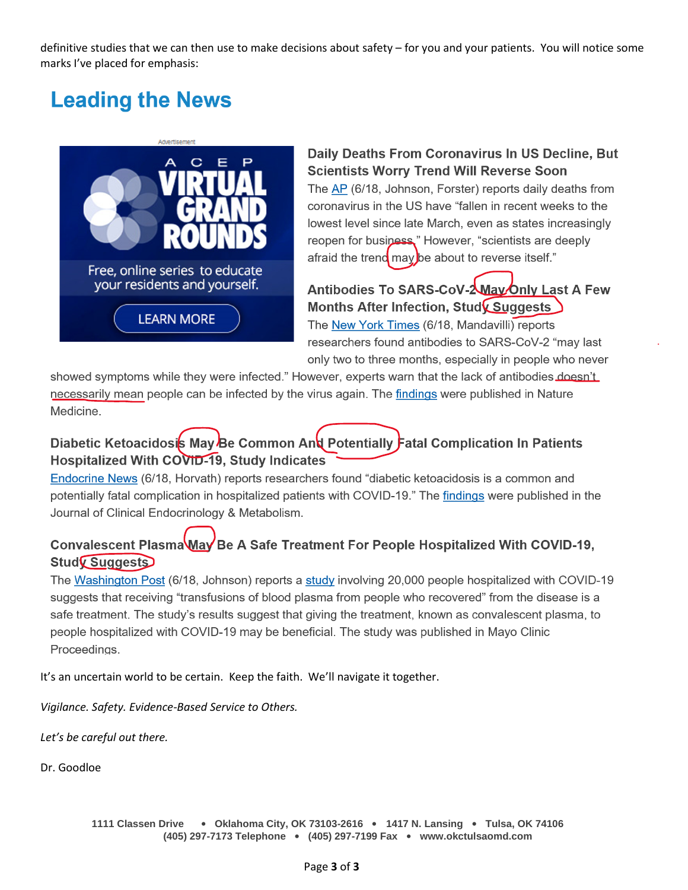definitive studies that we can then use to make decisions about safety – for you and your patients. You will notice some marks I've placed for emphasis:

## Leading the News

Advertisement

A C E P VIRTUAL GRAND ROUNDS

Free, online series to educate your residents and yourself.

LEARN MORE

### Daily Deaths From Coronavirus In US Decline, But Scientists Worry Trend Will Reverse Soon

The AP (6/18, Johnson, Forster) reports daily deaths from coronavirus in the US have "fallen in recent weeks to the lowest level since late March, even as states increasingly reopen for business." However, "scientists are deeply afraid the trend may be about to reverse itself."

### Antibodies To SARS-CoV-2 May Only Last A Few Months After Infection, Study Suggests

The New York Times (6/18, Mandavilli) reports researchers found antibodies to SARS-CoV-2 "may last only two to three months, especially in people who never showed symptoms while they were infected." However, experts warn that the lack of antibodies doesn't necessarily mean people can be infected by the virus again. The findings were published in Nature Medicine.

### Diabetic Ketoacidosis May Be Common And Potentially Fatal Complication In Patients Hospitalized With COVID-19, Study Indicates

Endocrine News (6/18, Horvath) reports researchers found "diabetic ketoacidosis is a common and potentially fatal complication in hospitalized patients with COVID-19." The findings were published in the Journal of Clinical Endocrinology & Metabolism.

### Convalescent Plasma May Be A Safe Treatment For People Hospitalized With COVID-19, Study Suggests

The Washington Post (6/18, Johnson) reports a study involving 20,000 people hospitalized with COVID-19 suggests that receiving "transfusions of blood plasma from people who recovered" from the disease is a safe treatment. The study's results suggest that giving the treatment, known as convalescent plasma, to people hospitalized with COVID-19 may be beneficial. The study was published in Mayo Clinic Proceedings.

It's an uncertain world to be certain. Keep the faith. We'll navigate it together.

*Vigilance. Safety. Evidence-Based Service to Others.*

*Let's be careful out there.*

Dr. Goodloe

**1111 Classen Drive • Oklahoma City, OK 73103-2616 • 1417 N. Lansing • Tulsa, OK 74106**
**(405) 297-7173 Telephone • (405) 297-7199 Fax • www.okctulsaomd.com**